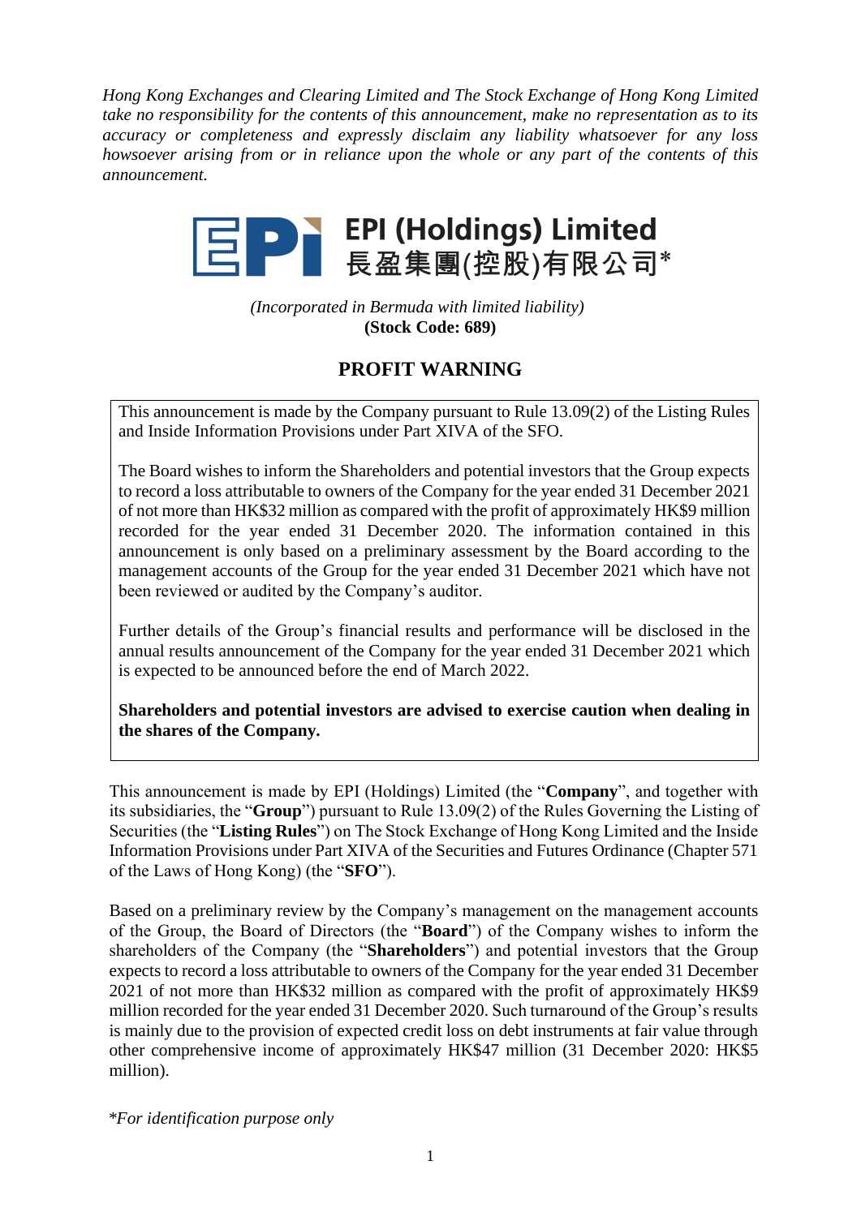*Hong Kong Exchanges and Clearing Limited and The Stock Exchange of Hong Kong Limited take no responsibility for the contents of this announcement, make no representation as to its accuracy or completeness and expressly disclaim any liability whatsoever for any loss howsoever arising from or in reliance upon the whole or any part of the contents of this announcement.*

# EPI (Holdings) Limited
# 長盈集團(控股)有限公司*

*(Incorporated in Bermuda with limited liability)*
**(Stock Code: 689)**

## PROFIT WARNING

This announcement is made by the Company pursuant to Rule 13.09(2) of the Listing Rules and Inside Information Provisions under Part XIVA of the SFO.

The Board wishes to inform the Shareholders and potential investors that the Group expects to record a loss attributable to owners of the Company for the year ended 31 December 2021 of not more than HK$32 million as compared with the profit of approximately HK$9 million recorded for the year ended 31 December 2020. The information contained in this announcement is only based on a preliminary assessment by the Board according to the management accounts of the Group for the year ended 31 December 2021 which have not been reviewed or audited by the Company's auditor.

Further details of the Group's financial results and performance will be disclosed in the annual results announcement of the Company for the year ended 31 December 2021 which is expected to be announced before the end of March 2022.

**Shareholders and potential investors are advised to exercise caution when dealing in the shares of the Company.**

This announcement is made by EPI (Holdings) Limited (the "**Company**", and together with its subsidiaries, the "**Group**") pursuant to Rule 13.09(2) of the Rules Governing the Listing of Securities (the "**Listing Rules**") on The Stock Exchange of Hong Kong Limited and the Inside Information Provisions under Part XIVA of the Securities and Futures Ordinance (Chapter 571 of the Laws of Hong Kong) (the "**SFO**").

Based on a preliminary review by the Company's management on the management accounts of the Group, the Board of Directors (the "**Board**") of the Company wishes to inform the shareholders of the Company (the "**Shareholders**") and potential investors that the Group expects to record a loss attributable to owners of the Company for the year ended 31 December 2021 of not more than HK$32 million as compared with the profit of approximately HK$9 million recorded for the year ended 31 December 2020. Such turnaround of the Group's results is mainly due to the provision of expected credit loss on debt instruments at fair value through other comprehensive income of approximately HK$47 million (31 December 2020: HK$5 million).

*\*For identification purpose only*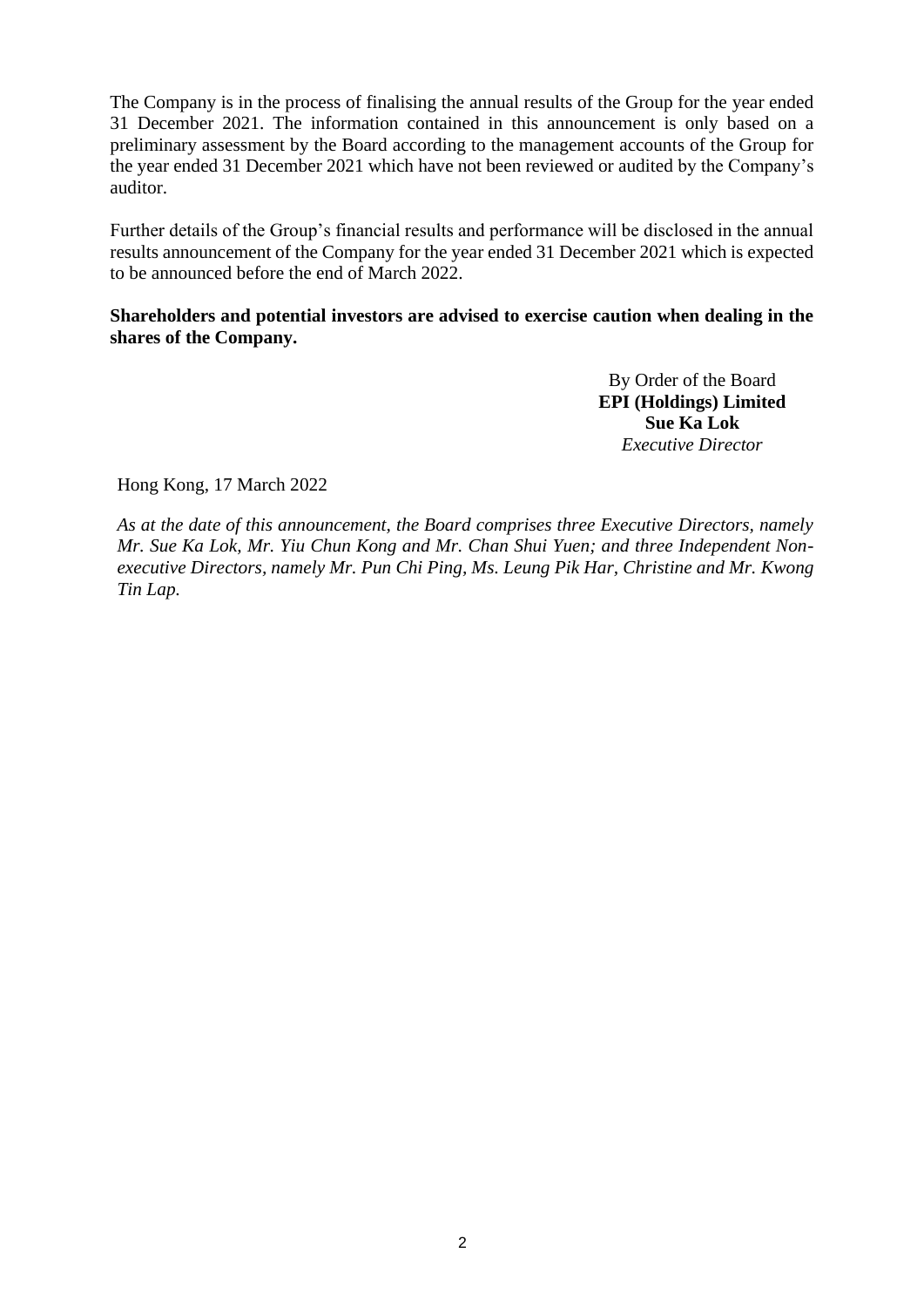The Company is in the process of finalising the annual results of the Group for the year ended 31 December 2021. The information contained in this announcement is only based on a preliminary assessment by the Board according to the management accounts of the Group for the year ended 31 December 2021 which have not been reviewed or audited by the Company's auditor.

Further details of the Group's financial results and performance will be disclosed in the annual results announcement of the Company for the year ended 31 December 2021 which is expected to be announced before the end of March 2022.

**Shareholders and potential investors are advised to exercise caution when dealing in the shares of the Company.**

By Order of the Board
**EPI (Holdings) Limited**
**Sue Ka Lok**
*Executive Director*

Hong Kong, 17 March 2022

*As at the date of this announcement, the Board comprises three Executive Directors, namely Mr. Sue Ka Lok, Mr. Yiu Chun Kong and Mr. Chan Shui Yuen; and three Independent Non-executive Directors, namely Mr. Pun Chi Ping, Ms. Leung Pik Har, Christine and Mr. Kwong Tin Lap.*